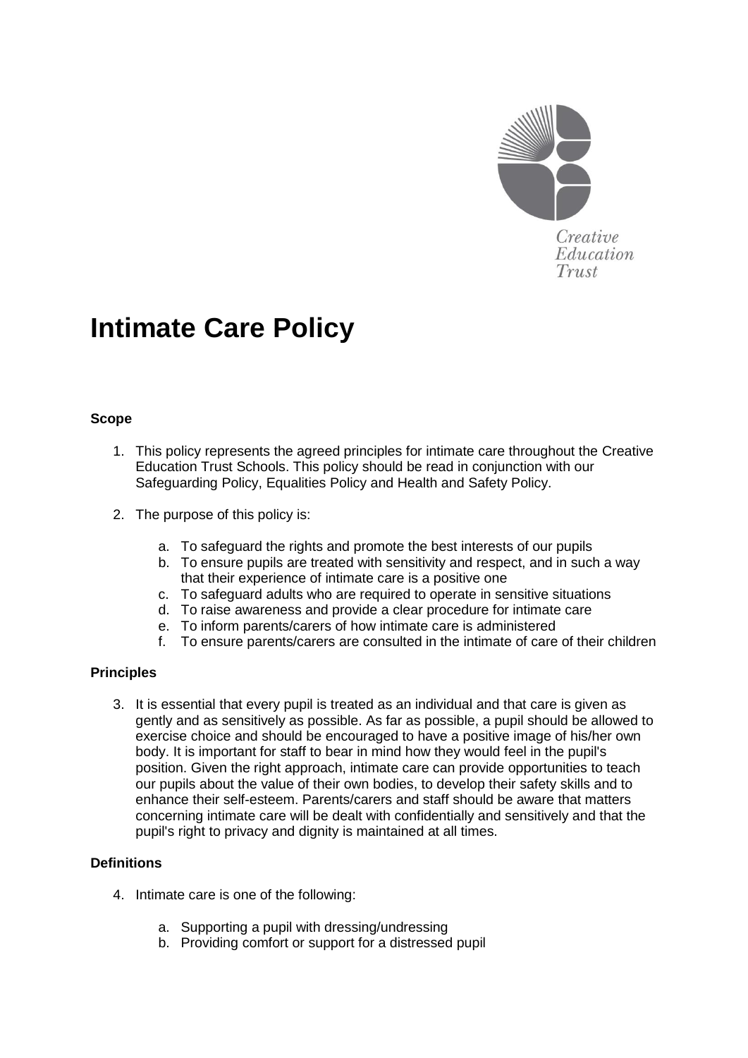Creative Education Trust

# Intimate Care Policy

### Scope

1. This policy represents the agreed principles for intimate care throughout the Creative Education Trust Schools. This policy should be read in conjunction with our Safeguarding Policy, Equalities Policy and Health and Safety Policy.

2. The purpose of this policy is:

    a. To safeguard the rights and promote the best interests of our pupils
    b. To ensure pupils are treated with sensitivity and respect, and in such a way that their experience of intimate care is a positive one
    c. To safeguard adults who are required to operate in sensitive situations
    d. To raise awareness and provide a clear procedure for intimate care
    e. To inform parents/carers of how intimate care is administered
    f. To ensure parents/carers are consulted in the intimate of care of their children

### Principles

3. It is essential that every pupil is treated as an individual and that care is given as gently and as sensitively as possible. As far as possible, a pupil should be allowed to exercise choice and should be encouraged to have a positive image of his/her own body. It is important for staff to bear in mind how they would feel in the pupil's position. Given the right approach, intimate care can provide opportunities to teach our pupils about the value of their own bodies, to develop their safety skills and to enhance their self-esteem. Parents/carers and staff should be aware that matters concerning intimate care will be dealt with confidentially and sensitively and that the pupil's right to privacy and dignity is maintained at all times.

### Definitions

4. Intimate care is one of the following:

    a. Supporting a pupil with dressing/undressing
    b. Providing comfort or support for a distressed pupil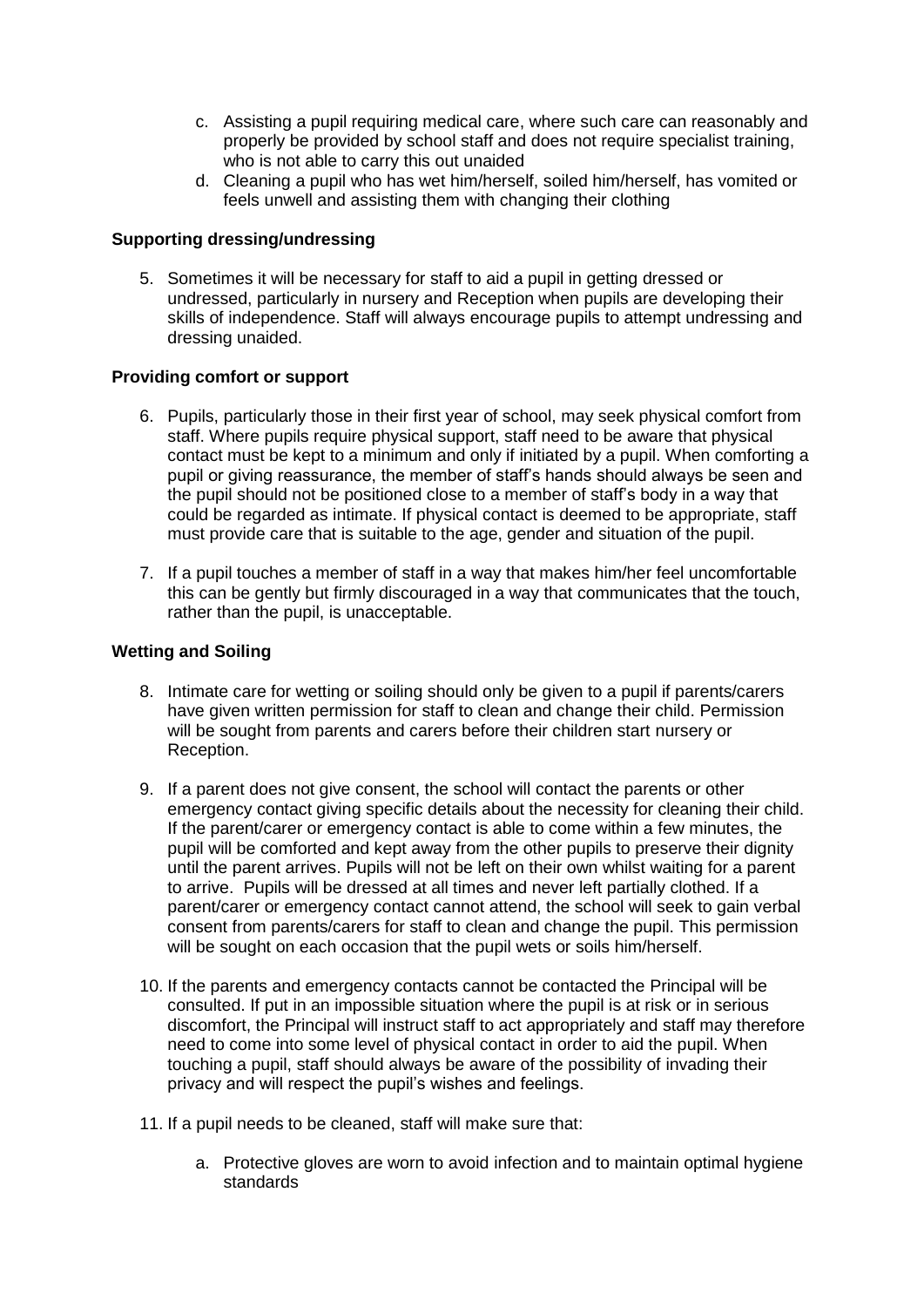c. Assisting a pupil requiring medical care, where such care can reasonably and properly be provided by school staff and does not require specialist training, who is not able to carry this out unaided
d. Cleaning a pupil who has wet him/herself, soiled him/herself, has vomited or feels unwell and assisting them with changing their clothing

**Supporting dressing/undressing**

5. Sometimes it will be necessary for staff to aid a pupil in getting dressed or undressed, particularly in nursery and Reception when pupils are developing their skills of independence. Staff will always encourage pupils to attempt undressing and dressing unaided.

**Providing comfort or support**

6. Pupils, particularly those in their first year of school, may seek physical comfort from staff. Where pupils require physical support, staff need to be aware that physical contact must be kept to a minimum and only if initiated by a pupil. When comforting a pupil or giving reassurance, the member of staff's hands should always be seen and the pupil should not be positioned close to a member of staff's body in a way that could be regarded as intimate. If physical contact is deemed to be appropriate, staff must provide care that is suitable to the age, gender and situation of the pupil.

7. If a pupil touches a member of staff in a way that makes him/her feel uncomfortable this can be gently but firmly discouraged in a way that communicates that the touch, rather than the pupil, is unacceptable.

**Wetting and Soiling**

8. Intimate care for wetting or soiling should only be given to a pupil if parents/carers have given written permission for staff to clean and change their child. Permission will be sought from parents and carers before their children start nursery or Reception.

9. If a parent does not give consent, the school will contact the parents or other emergency contact giving specific details about the necessity for cleaning their child. If the parent/carer or emergency contact is able to come within a few minutes, the pupil will be comforted and kept away from the other pupils to preserve their dignity until the parent arrives. Pupils will not be left on their own whilst waiting for a parent to arrive. Pupils will be dressed at all times and never left partially clothed. If a parent/carer or emergency contact cannot attend, the school will seek to gain verbal consent from parents/carers for staff to clean and change the pupil. This permission will be sought on each occasion that the pupil wets or soils him/herself.

10. If the parents and emergency contacts cannot be contacted the Principal will be consulted. If put in an impossible situation where the pupil is at risk or in serious discomfort, the Principal will instruct staff to act appropriately and staff may therefore need to come into some level of physical contact in order to aid the pupil. When touching a pupil, staff should always be aware of the possibility of invading their privacy and will respect the pupil's wishes and feelings.

11. If a pupil needs to be cleaned, staff will make sure that:

    a. Protective gloves are worn to avoid infection and to maintain optimal hygiene standards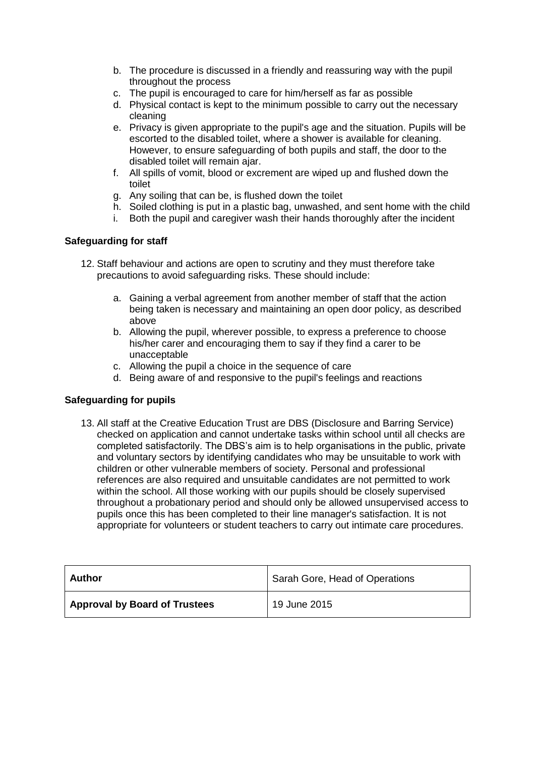b. The procedure is discussed in a friendly and reassuring way with the pupil throughout the process
c. The pupil is encouraged to care for him/herself as far as possible
d. Physical contact is kept to the minimum possible to carry out the necessary cleaning
e. Privacy is given appropriate to the pupil's age and the situation. Pupils will be escorted to the disabled toilet, where a shower is available for cleaning. However, to ensure safeguarding of both pupils and staff, the door to the disabled toilet will remain ajar.
f. All spills of vomit, blood or excrement are wiped up and flushed down the toilet
g. Any soiling that can be, is flushed down the toilet
h. Soiled clothing is put in a plastic bag, unwashed, and sent home with the child
i. Both the pupil and caregiver wash their hands thoroughly after the incident

**Safeguarding for staff**

12. Staff behaviour and actions are open to scrutiny and they must therefore take precautions to avoid safeguarding risks. These should include:

    a. Gaining a verbal agreement from another member of staff that the action being taken is necessary and maintaining an open door policy, as described above
    b. Allowing the pupil, wherever possible, to express a preference to choose his/her carer and encouraging them to say if they find a carer to be unacceptable
    c. Allowing the pupil a choice in the sequence of care
    d. Being aware of and responsive to the pupil's feelings and reactions

**Safeguarding for pupils**

13. All staff at the Creative Education Trust are DBS (Disclosure and Barring Service) checked on application and cannot undertake tasks within school until all checks are completed satisfactorily. The DBS's aim is to help organisations in the public, private and voluntary sectors by identifying candidates who may be unsuitable to work with children or other vulnerable members of society. Personal and professional references are also required and unsuitable candidates are not permitted to work within the school. All those working with our pupils should be closely supervised throughout a probationary period and should only be allowed unsupervised access to pupils once this has been completed to their line manager's satisfaction. It is not appropriate for volunteers or student teachers to carry out intimate care procedures.

| | |
|---|---|
| **Author** | Sarah Gore, Head of Operations |
| **Approval by Board of Trustees** | 19 June 2015 |